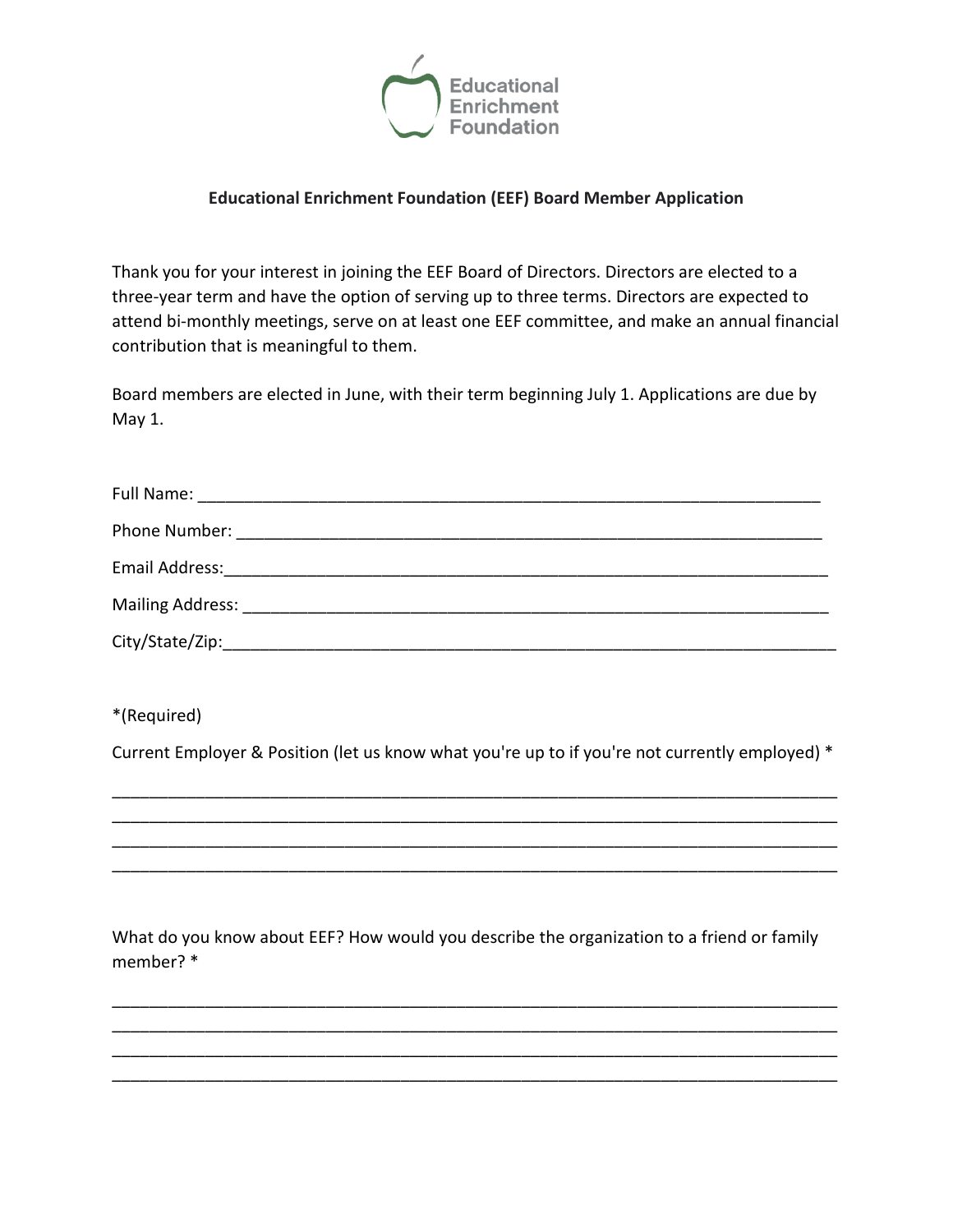Educational Enrichment Foundation

**Educational Enrichment Foundation (EEF) Board Member Application**

Thank you for your interest in joining the EEF Board of Directors. Directors are elected to a three-year term and have the option of serving up to three terms. Directors are expected to attend bi-monthly meetings, serve on at least one EEF committee, and make an annual financial contribution that is meaningful to them.

Board members are elected in June, with their term beginning July 1. Applications are due by May 1.

Full Name: ____________________________________________________________________

Phone Number: _________________________________________________________________

Email Address:__________________________________________________________________

Mailing Address: _______________________________________________________________

City/State/Zip:__________________________________________________________________

*(Required)

Current Employer & Position (let us know what you're up to if you're not currently employed) *

______________________________________________________________________________
______________________________________________________________________________
______________________________________________________________________________
______________________________________________________________________________

What do you know about EEF? How would you describe the organization to a friend or family member? *

______________________________________________________________________________
______________________________________________________________________________
______________________________________________________________________________
______________________________________________________________________________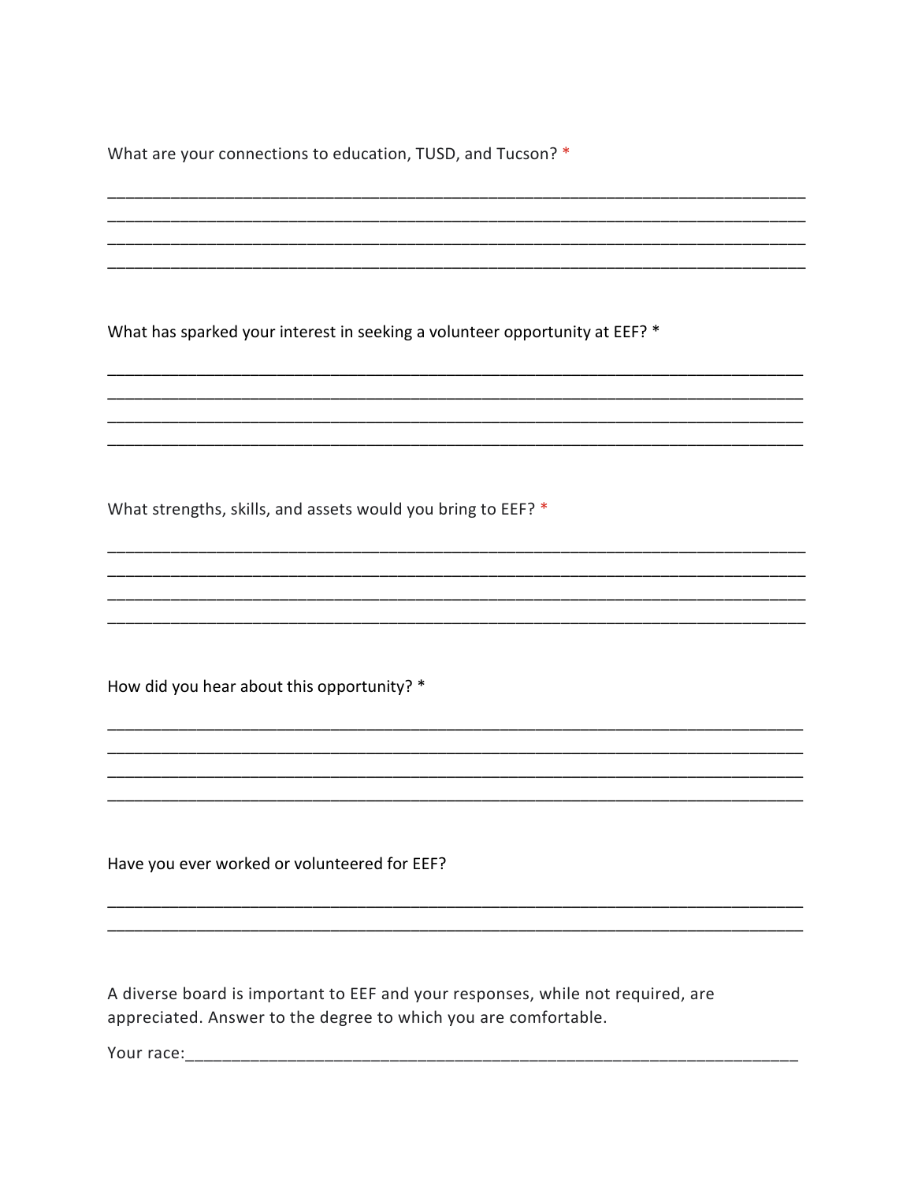What are your connections to education, TUSD, and Tucson? *

\_\_\_\_\_\_\_\_\_\_\_\_\_\_\_\_\_\_\_\_\_\_\_\_\_\_\_\_\_\_\_\_\_\_\_\_\_\_\_\_\_\_\_\_\_\_\_\_\_\_\_\_\_\_\_\_\_\_\_\_\_\_\_\_\_\_\_\_\_\_\_\_\_\_\_\_\_\_
\_\_\_\_\_\_\_\_\_\_\_\_\_\_\_\_\_\_\_\_\_\_\_\_\_\_\_\_\_\_\_\_\_\_\_\_\_\_\_\_\_\_\_\_\_\_\_\_\_\_\_\_\_\_\_\_\_\_\_\_\_\_\_\_\_\_\_\_\_\_\_\_\_\_\_\_\_\_
\_\_\_\_\_\_\_\_\_\_\_\_\_\_\_\_\_\_\_\_\_\_\_\_\_\_\_\_\_\_\_\_\_\_\_\_\_\_\_\_\_\_\_\_\_\_\_\_\_\_\_\_\_\_\_\_\_\_\_\_\_\_\_\_\_\_\_\_\_\_\_\_\_\_\_\_\_\_
\_\_\_\_\_\_\_\_\_\_\_\_\_\_\_\_\_\_\_\_\_\_\_\_\_\_\_\_\_\_\_\_\_\_\_\_\_\_\_\_\_\_\_\_\_\_\_\_\_\_\_\_\_\_\_\_\_\_\_\_\_\_\_\_\_\_\_\_\_\_\_\_\_\_\_\_\_\_

What has sparked your interest in seeking a volunteer opportunity at EEF? *

\_\_\_\_\_\_\_\_\_\_\_\_\_\_\_\_\_\_\_\_\_\_\_\_\_\_\_\_\_\_\_\_\_\_\_\_\_\_\_\_\_\_\_\_\_\_\_\_\_\_\_\_\_\_\_\_\_\_\_\_\_\_\_\_\_\_\_\_\_\_\_\_\_\_\_\_\_\_
\_\_\_\_\_\_\_\_\_\_\_\_\_\_\_\_\_\_\_\_\_\_\_\_\_\_\_\_\_\_\_\_\_\_\_\_\_\_\_\_\_\_\_\_\_\_\_\_\_\_\_\_\_\_\_\_\_\_\_\_\_\_\_\_\_\_\_\_\_\_\_\_\_\_\_\_\_\_
\_\_\_\_\_\_\_\_\_\_\_\_\_\_\_\_\_\_\_\_\_\_\_\_\_\_\_\_\_\_\_\_\_\_\_\_\_\_\_\_\_\_\_\_\_\_\_\_\_\_\_\_\_\_\_\_\_\_\_\_\_\_\_\_\_\_\_\_\_\_\_\_\_\_\_\_\_\_
\_\_\_\_\_\_\_\_\_\_\_\_\_\_\_\_\_\_\_\_\_\_\_\_\_\_\_\_\_\_\_\_\_\_\_\_\_\_\_\_\_\_\_\_\_\_\_\_\_\_\_\_\_\_\_\_\_\_\_\_\_\_\_\_\_\_\_\_\_\_\_\_\_\_\_\_\_\_

What strengths, skills, and assets would you bring to EEF? *

\_\_\_\_\_\_\_\_\_\_\_\_\_\_\_\_\_\_\_\_\_\_\_\_\_\_\_\_\_\_\_\_\_\_\_\_\_\_\_\_\_\_\_\_\_\_\_\_\_\_\_\_\_\_\_\_\_\_\_\_\_\_\_\_\_\_\_\_\_\_\_\_\_\_\_\_\_\_
\_\_\_\_\_\_\_\_\_\_\_\_\_\_\_\_\_\_\_\_\_\_\_\_\_\_\_\_\_\_\_\_\_\_\_\_\_\_\_\_\_\_\_\_\_\_\_\_\_\_\_\_\_\_\_\_\_\_\_\_\_\_\_\_\_\_\_\_\_\_\_\_\_\_\_\_\_\_
\_\_\_\_\_\_\_\_\_\_\_\_\_\_\_\_\_\_\_\_\_\_\_\_\_\_\_\_\_\_\_\_\_\_\_\_\_\_\_\_\_\_\_\_\_\_\_\_\_\_\_\_\_\_\_\_\_\_\_\_\_\_\_\_\_\_\_\_\_\_\_\_\_\_\_\_\_\_
\_\_\_\_\_\_\_\_\_\_\_\_\_\_\_\_\_\_\_\_\_\_\_\_\_\_\_\_\_\_\_\_\_\_\_\_\_\_\_\_\_\_\_\_\_\_\_\_\_\_\_\_\_\_\_\_\_\_\_\_\_\_\_\_\_\_\_\_\_\_\_\_\_\_\_\_\_\_

How did you hear about this opportunity? *

\_\_\_\_\_\_\_\_\_\_\_\_\_\_\_\_\_\_\_\_\_\_\_\_\_\_\_\_\_\_\_\_\_\_\_\_\_\_\_\_\_\_\_\_\_\_\_\_\_\_\_\_\_\_\_\_\_\_\_\_\_\_\_\_\_\_\_\_\_\_\_\_\_\_\_\_\_\_
\_\_\_\_\_\_\_\_\_\_\_\_\_\_\_\_\_\_\_\_\_\_\_\_\_\_\_\_\_\_\_\_\_\_\_\_\_\_\_\_\_\_\_\_\_\_\_\_\_\_\_\_\_\_\_\_\_\_\_\_\_\_\_\_\_\_\_\_\_\_\_\_\_\_\_\_\_\_
\_\_\_\_\_\_\_\_\_\_\_\_\_\_\_\_\_\_\_\_\_\_\_\_\_\_\_\_\_\_\_\_\_\_\_\_\_\_\_\_\_\_\_\_\_\_\_\_\_\_\_\_\_\_\_\_\_\_\_\_\_\_\_\_\_\_\_\_\_\_\_\_\_\_\_\_\_\_
\_\_\_\_\_\_\_\_\_\_\_\_\_\_\_\_\_\_\_\_\_\_\_\_\_\_\_\_\_\_\_\_\_\_\_\_\_\_\_\_\_\_\_\_\_\_\_\_\_\_\_\_\_\_\_\_\_\_\_\_\_\_\_\_\_\_\_\_\_\_\_\_\_\_\_\_\_\_

Have you ever worked or volunteered for EEF?

\_\_\_\_\_\_\_\_\_\_\_\_\_\_\_\_\_\_\_\_\_\_\_\_\_\_\_\_\_\_\_\_\_\_\_\_\_\_\_\_\_\_\_\_\_\_\_\_\_\_\_\_\_\_\_\_\_\_\_\_\_\_\_\_\_\_\_\_\_\_\_\_\_\_\_\_\_\_
\_\_\_\_\_\_\_\_\_\_\_\_\_\_\_\_\_\_\_\_\_\_\_\_\_\_\_\_\_\_\_\_\_\_\_\_\_\_\_\_\_\_\_\_\_\_\_\_\_\_\_\_\_\_\_\_\_\_\_\_\_\_\_\_\_\_\_\_\_\_\_\_\_\_\_\_\_\_

A diverse board is important to EEF and your responses, while not required, are appreciated. Answer to the degree to which you are comfortable.

Your race:\_\_\_\_\_\_\_\_\_\_\_\_\_\_\_\_\_\_\_\_\_\_\_\_\_\_\_\_\_\_\_\_\_\_\_\_\_\_\_\_\_\_\_\_\_\_\_\_\_\_\_\_\_\_\_\_\_\_\_\_\_\_\_\_\_\_\_\_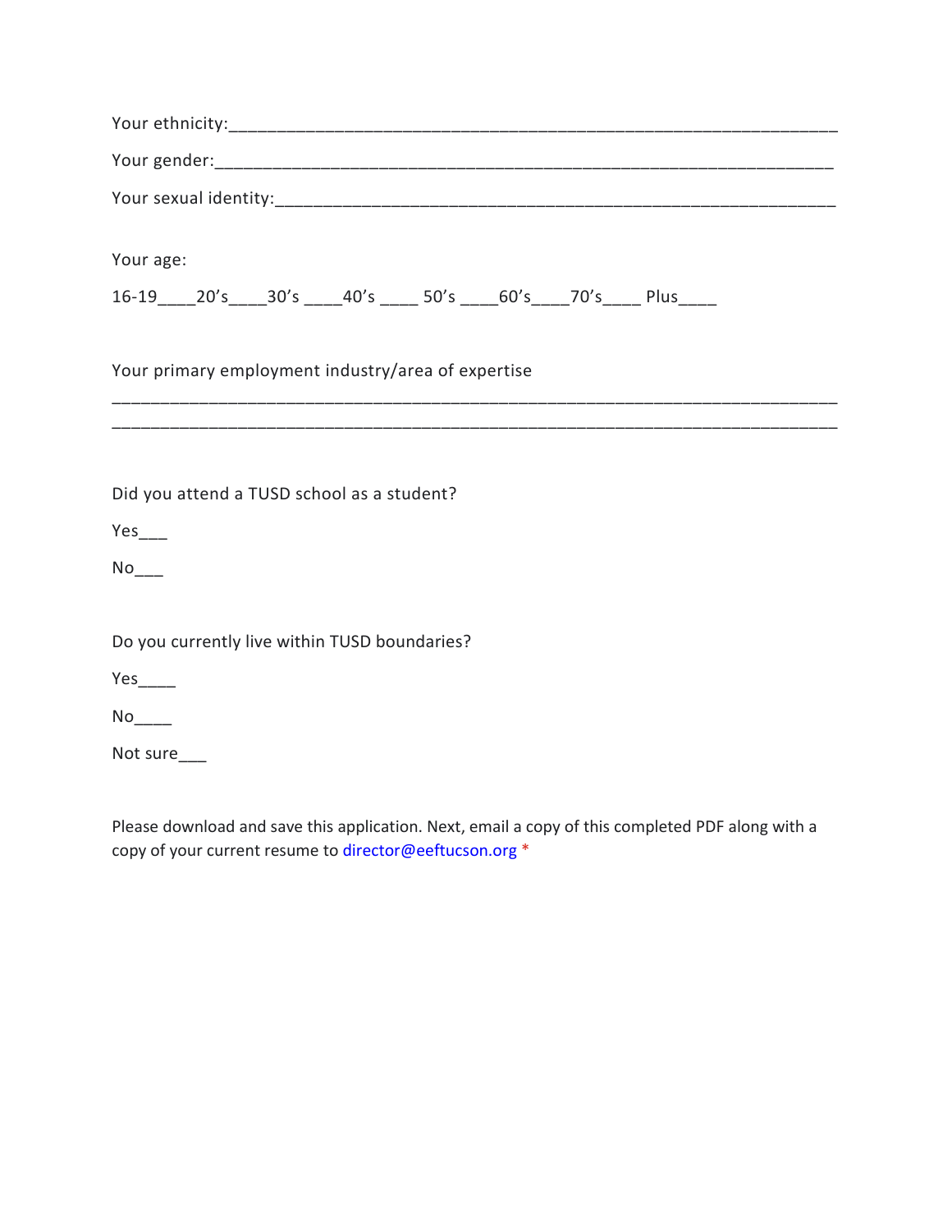Your ethnicity:_______________________________________________________________

Your gender:_________________________________________________________________

Your sexual identity:__________________________________________________________

Your age:

16-19____20's____30's ____40's ____ 50's ____60's____70's____ Plus____

Your primary employment industry/area of expertise

______________________________________________________________________________
______________________________________________________________________________

Did you attend a TUSD school as a student?

Yes___

No___

Do you currently live within TUSD boundaries?

Yes____

No____

Not sure___

Please download and save this application. Next, email a copy of this completed PDF along with a copy of your current resume to director@eeftucson.org *